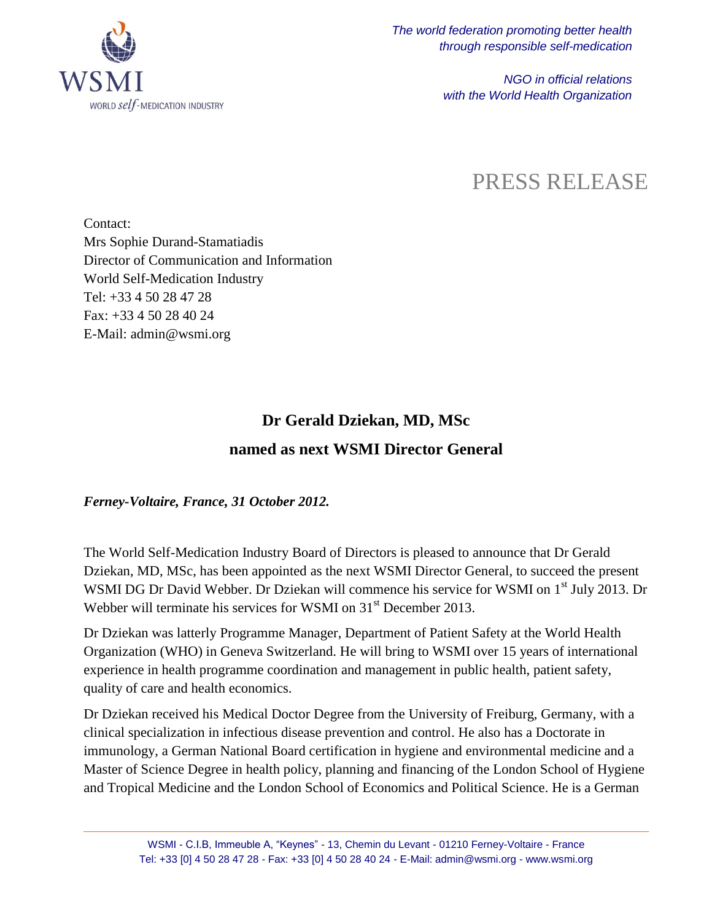WSMI
WORLD *self*-MEDICATION INDUSTRY

*The world federation promoting better health through responsible self-medication*

*NGO in official relations with the World Health Organization*

# PRESS RELEASE

Contact:
Mrs Sophie Durand-Stamatiadis
Director of Communication and Information
World Self-Medication Industry
Tel: +33 4 50 28 47 28
Fax: +33 4 50 28 40 24
E-Mail: admin@wsmi.org

## Dr Gerald Dziekan, MD, MSc named as next WSMI Director General

***Ferney-Voltaire, France, 31 October 2012.***

The World Self-Medication Industry Board of Directors is pleased to announce that Dr Gerald Dziekan, MD, MSc, has been appointed as the next WSMI Director General, to succeed the present WSMI DG Dr David Webber. Dr Dziekan will commence his service for WSMI on 1st July 2013. Dr Webber will terminate his services for WSMI on 31st December 2013.

Dr Dziekan was latterly Programme Manager, Department of Patient Safety at the World Health Organization (WHO) in Geneva Switzerland. He will bring to WSMI over 15 years of international experience in health programme coordination and management in public health, patient safety, quality of care and health economics.

Dr Dziekan received his Medical Doctor Degree from the University of Freiburg, Germany, with a clinical specialization in infectious disease prevention and control. He also has a Doctorate in immunology, a German National Board certification in hygiene and environmental medicine and a Master of Science Degree in health policy, planning and financing of the London School of Hygiene and Tropical Medicine and the London School of Economics and Political Science. He is a German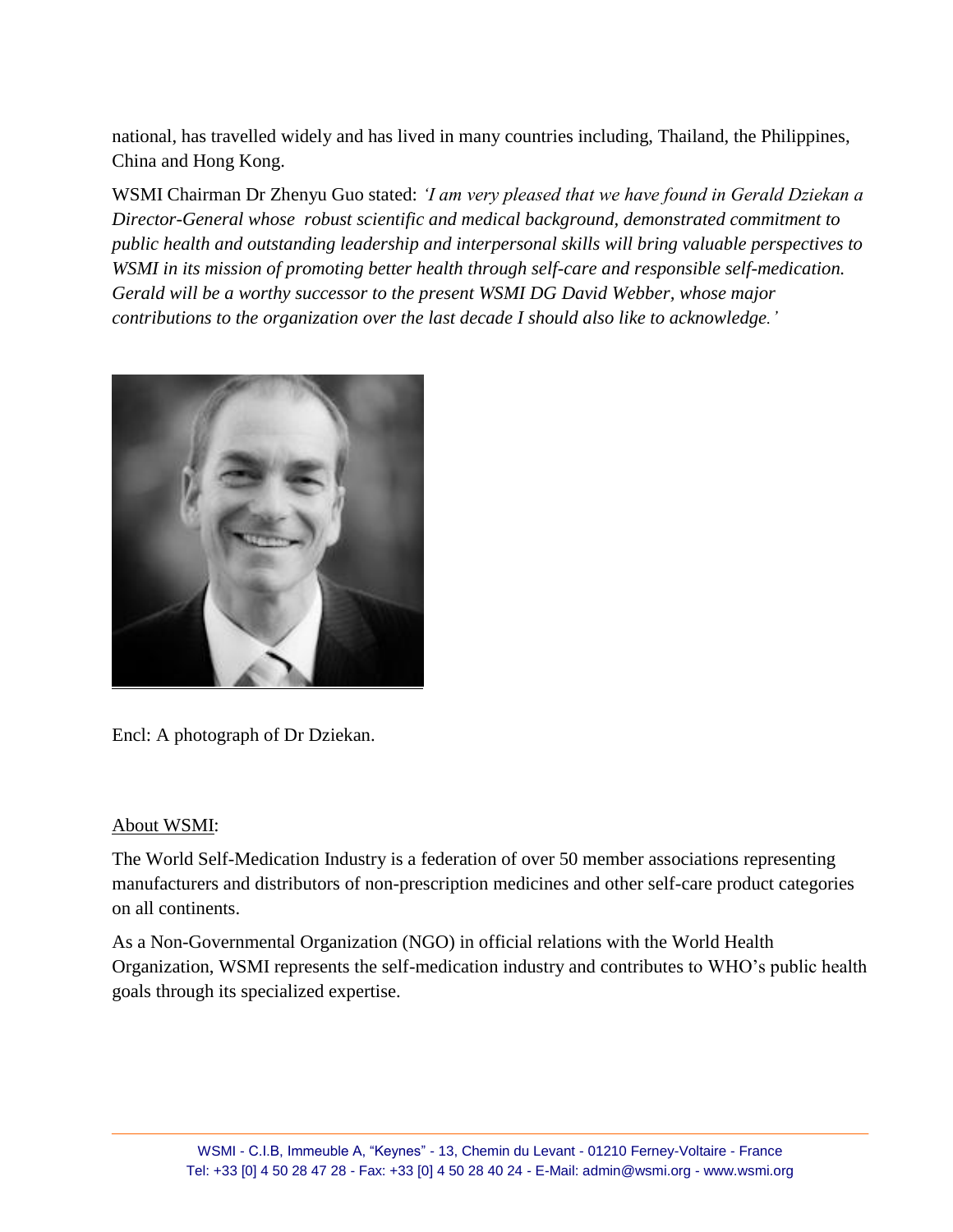national, has travelled widely and has lived in many countries including, Thailand, the Philippines, China and Hong Kong.

WSMI Chairman Dr Zhenyu Guo stated: *'I am very pleased that we have found in Gerald Dziekan a Director-General whose robust scientific and medical background, demonstrated commitment to public health and outstanding leadership and interpersonal skills will bring valuable perspectives to WSMI in its mission of promoting better health through self-care and responsible self-medication. Gerald will be a worthy successor to the present WSMI DG David Webber, whose major contributions to the organization over the last decade I should also like to acknowledge.'*

Encl: A photograph of Dr Dziekan.

About WSMI:

The World Self-Medication Industry is a federation of over 50 member associations representing manufacturers and distributors of non-prescription medicines and other self-care product categories on all continents.

As a Non-Governmental Organization (NGO) in official relations with the World Health Organization, WSMI represents the self-medication industry and contributes to WHO's public health goals through its specialized expertise.

WSMI - C.I.B, Immeuble A, "Keynes" - 13, Chemin du Levant - 01210 Ferney-Voltaire - France
Tel: +33 [0] 4 50 28 47 28 - Fax: +33 [0] 4 50 28 40 24 - E-Mail: admin@wsmi.org - www.wsmi.org